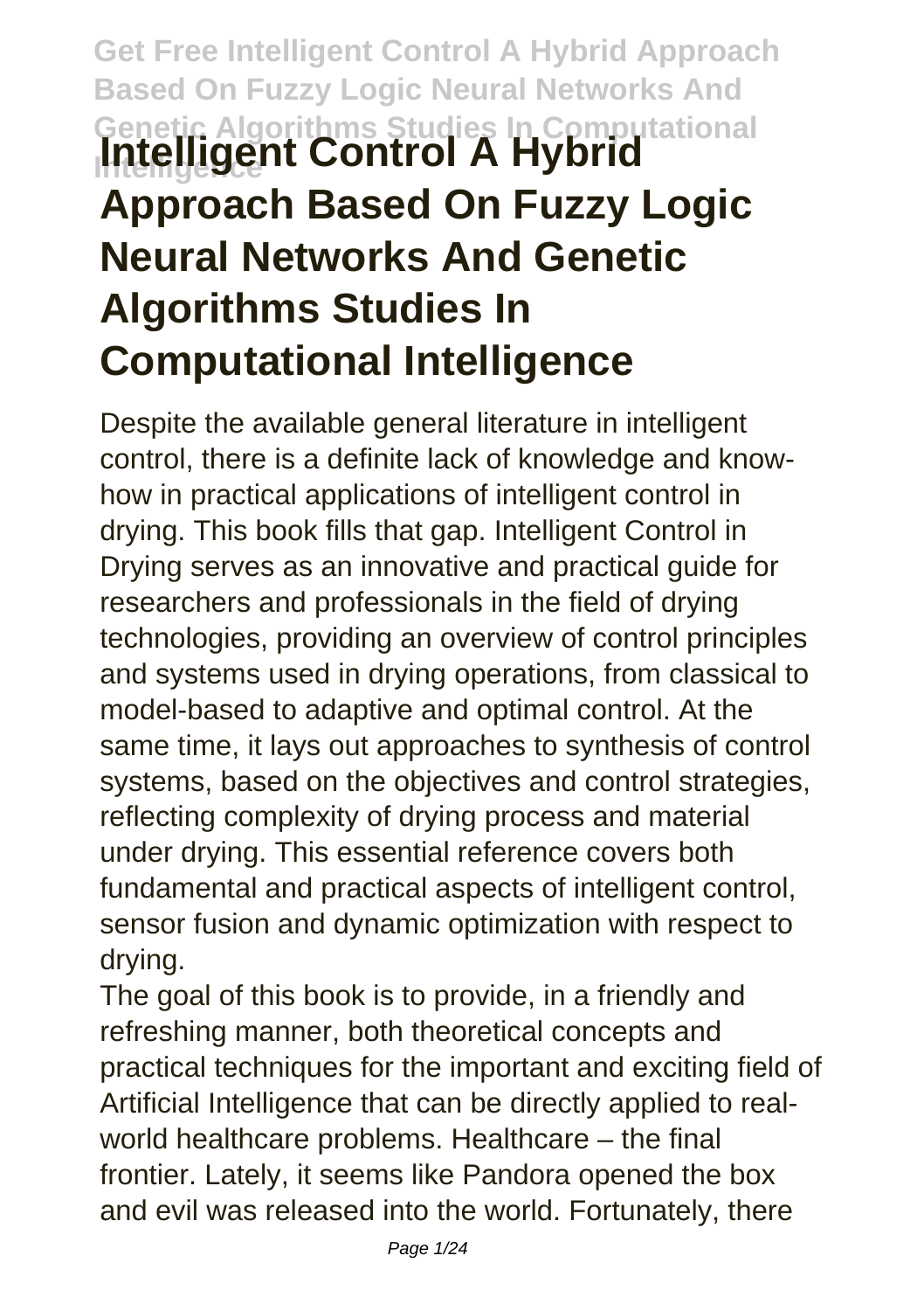# Intelligent Control A Hybrid Approach Based On Fuzzy Logic Neural Networks And Genetic Algorithms Studies In Computational Intelligence

Despite the available general literature in intelligent control, there is a definite lack of knowledge and know-how in practical applications of intelligent control in drying. This book fills that gap. Intelligent Control in Drying serves as an innovative and practical guide for researchers and professionals in the field of drying technologies, providing an overview of control principles and systems used in drying operations, from classical to model-based to adaptive and optimal control. At the same time, it lays out approaches to synthesis of control systems, based on the objectives and control strategies, reflecting complexity of drying process and material under drying. This essential reference covers both fundamental and practical aspects of intelligent control, sensor fusion and dynamic optimization with respect to drying.

The goal of this book is to provide, in a friendly and refreshing manner, both theoretical concepts and practical techniques for the important and exciting field of Artificial Intelligence that can be directly applied to real-world healthcare problems. Healthcare – the final frontier. Lately, it seems like Pandora opened the box and evil was released into the world. Fortunately, there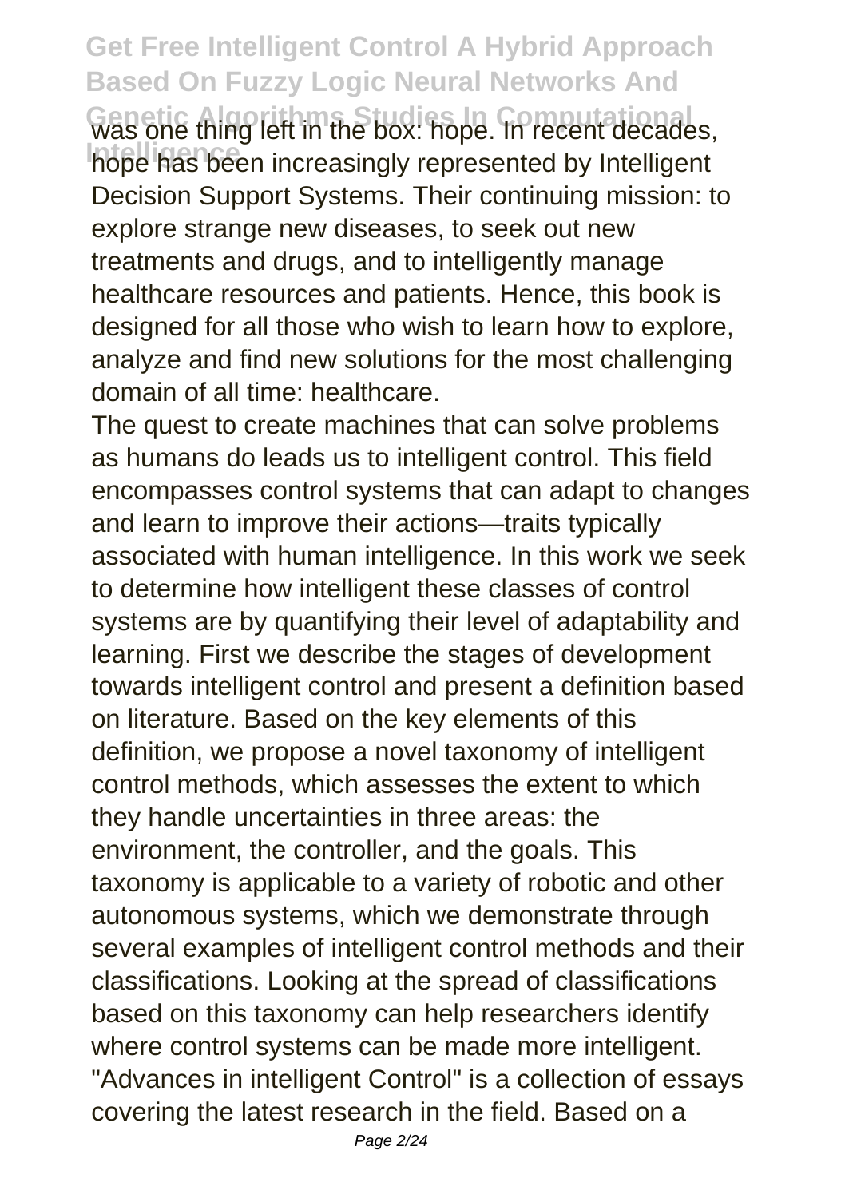was one thing left in the box: hope. In recent decades, hope has been increasingly represented by Intelligent Decision Support Systems. Their continuing mission: to explore strange new diseases, to seek out new treatments and drugs, and to intelligently manage healthcare resources and patients. Hence, this book is designed for all those who wish to learn how to explore, analyze and find new solutions for the most challenging domain of all time: healthcare.

The quest to create machines that can solve problems as humans do leads us to intelligent control. This field encompasses control systems that can adapt to changes and learn to improve their actions—traits typically associated with human intelligence. In this work we seek to determine how intelligent these classes of control systems are by quantifying their level of adaptability and learning. First we describe the stages of development towards intelligent control and present a definition based on literature. Based on the key elements of this definition, we propose a novel taxonomy of intelligent control methods, which assesses the extent to which they handle uncertainties in three areas: the environment, the controller, and the goals. This taxonomy is applicable to a variety of robotic and other autonomous systems, which we demonstrate through several examples of intelligent control methods and their classifications. Looking at the spread of classifications based on this taxonomy can help researchers identify where control systems can be made more intelligent.

"Advances in intelligent Control" is a collection of essays covering the latest research in the field. Based on a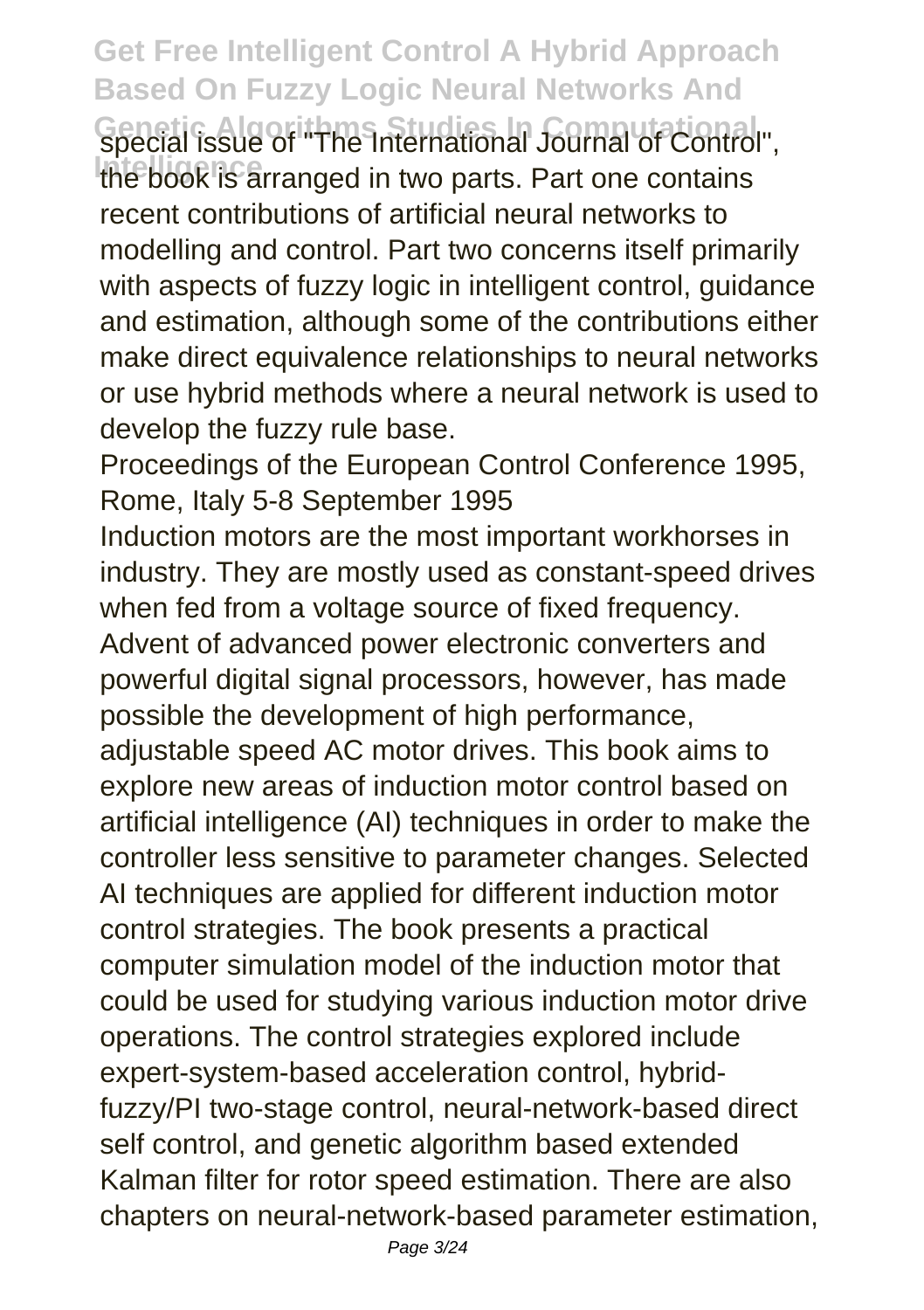special issue of "The International Journal of Control", the book is arranged in two parts. Part one contains recent contributions of artificial neural networks to modelling and control. Part two concerns itself primarily with aspects of fuzzy logic in intelligent control, guidance and estimation, although some of the contributions either make direct equivalence relationships to neural networks or use hybrid methods where a neural network is used to develop the fuzzy rule base.

Proceedings of the European Control Conference 1995, Rome, Italy 5-8 September 1995

Induction motors are the most important workhorses in industry. They are mostly used as constant-speed drives when fed from a voltage source of fixed frequency. Advent of advanced power electronic converters and powerful digital signal processors, however, has made possible the development of high performance, adjustable speed AC motor drives. This book aims to explore new areas of induction motor control based on artificial intelligence (AI) techniques in order to make the controller less sensitive to parameter changes. Selected AI techniques are applied for different induction motor control strategies. The book presents a practical computer simulation model of the induction motor that could be used for studying various induction motor drive operations. The control strategies explored include expert-system-based acceleration control, hybrid-fuzzy/PI two-stage control, neural-network-based direct self control, and genetic algorithm based extended Kalman filter for rotor speed estimation. There are also chapters on neural-network-based parameter estimation,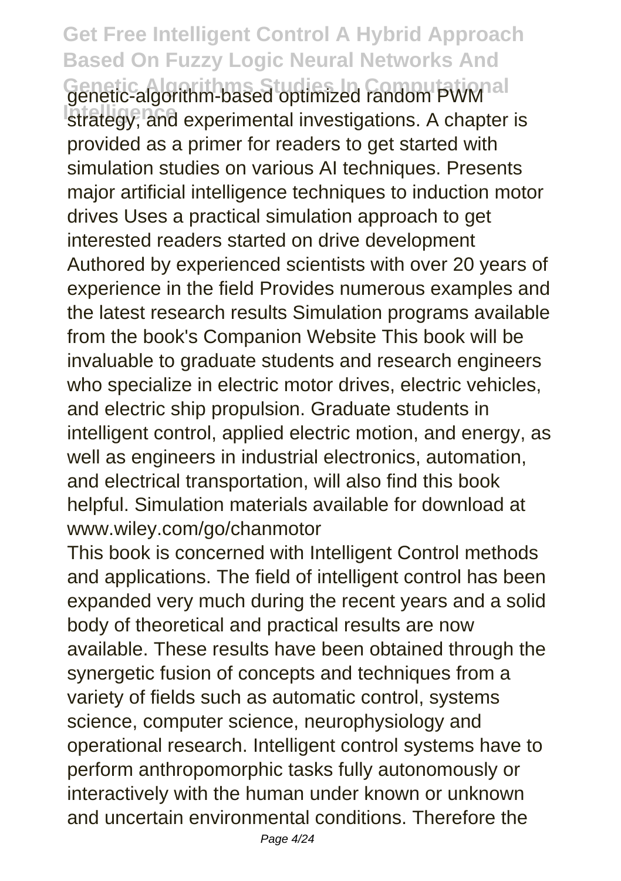genetic-algorithm-based optimized random PWM strategy, and experimental investigations. A chapter is provided as a primer for readers to get started with simulation studies on various AI techniques. Presents major artificial intelligence techniques to induction motor drives Uses a practical simulation approach to get interested readers started on drive development Authored by experienced scientists with over 20 years of experience in the field Provides numerous examples and the latest research results Simulation programs available from the book's Companion Website This book will be invaluable to graduate students and research engineers who specialize in electric motor drives, electric vehicles, and electric ship propulsion. Graduate students in intelligent control, applied electric motion, and energy, as well as engineers in industrial electronics, automation, and electrical transportation, will also find this book helpful. Simulation materials available for download at www.wiley.com/go/chanmotor

This book is concerned with Intelligent Control methods and applications. The field of intelligent control has been expanded very much during the recent years and a solid body of theoretical and practical results are now available. These results have been obtained through the synergetic fusion of concepts and techniques from a variety of fields such as automatic control, systems science, computer science, neurophysiology and operational research. Intelligent control systems have to perform anthropomorphic tasks fully autonomously or interactively with the human under known or unknown and uncertain environmental conditions. Therefore the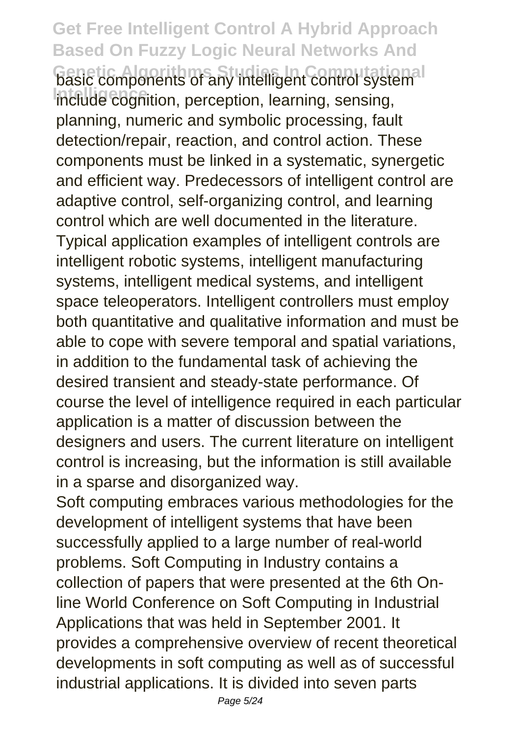basic components of any intelligent control system include cognition, perception, learning, sensing, planning, numeric and symbolic processing, fault detection/repair, reaction, and control action. These components must be linked in a systematic, synergetic and efficient way. Predecessors of intelligent control are adaptive control, self-organizing control, and learning control which are well documented in the literature. Typical application examples of intelligent controls are intelligent robotic systems, intelligent manufacturing systems, intelligent medical systems, and intelligent space teleoperators. Intelligent controllers must employ both quantitative and qualitative information and must be able to cope with severe temporal and spatial variations, in addition to the fundamental task of achieving the desired transient and steady-state performance. Of course the level of intelligence required in each particular application is a matter of discussion between the designers and users. The current literature on intelligent control is increasing, but the information is still available in a sparse and disorganized way.

Soft computing embraces various methodologies for the development of intelligent systems that have been successfully applied to a large number of real-world problems. Soft Computing in Industry contains a collection of papers that were presented at the 6th On-line World Conference on Soft Computing in Industrial Applications that was held in September 2001. It provides a comprehensive overview of recent theoretical developments in soft computing as well as of successful industrial applications. It is divided into seven parts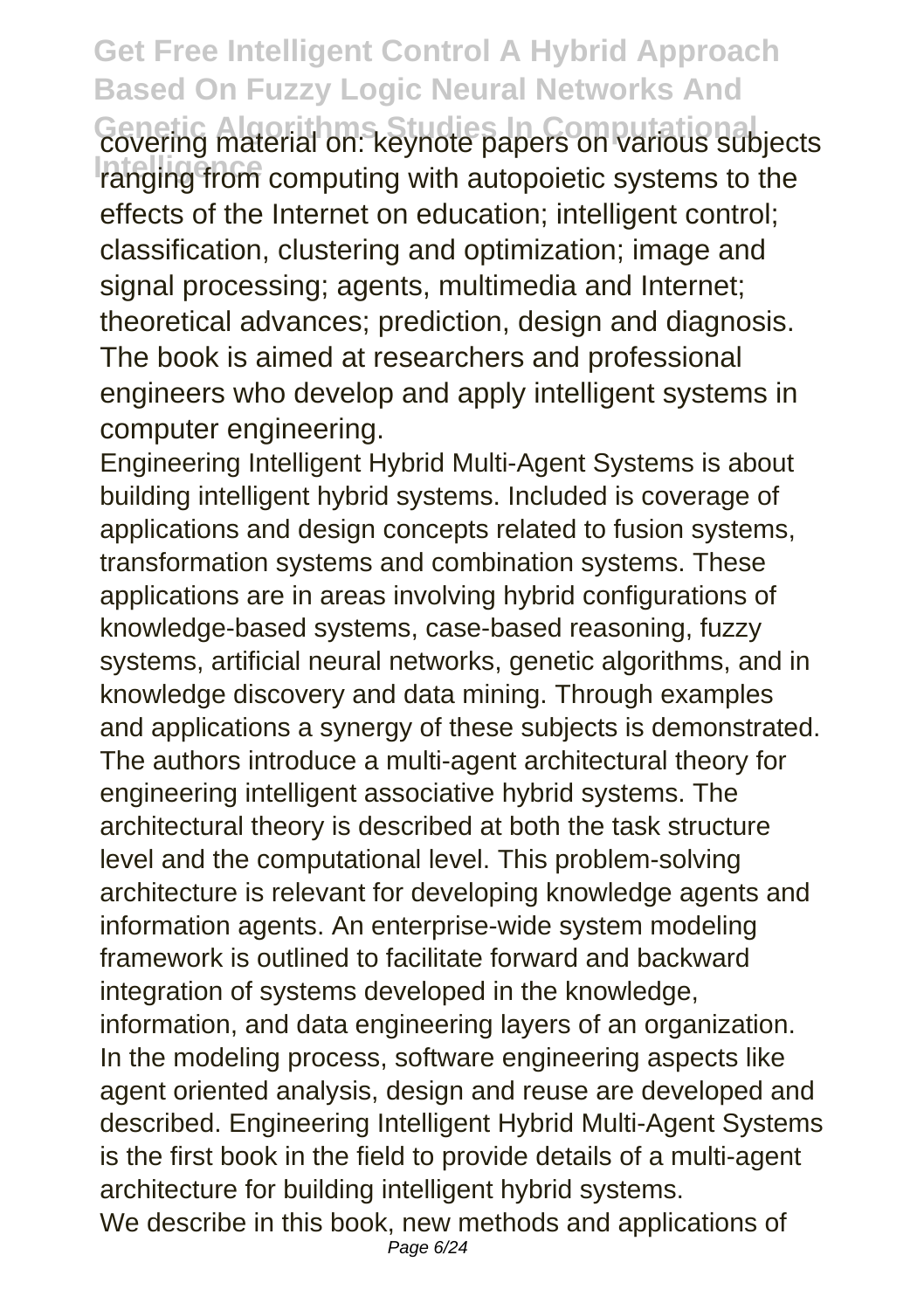covering material on: keynote papers on various subjects ranging from computing with autopoietic systems to the effects of the Internet on education; intelligent control; classification, clustering and optimization; image and signal processing; agents, multimedia and Internet; theoretical advances; prediction, design and diagnosis. The book is aimed at researchers and professional engineers who develop and apply intelligent systems in computer engineering.

Engineering Intelligent Hybrid Multi-Agent Systems is about building intelligent hybrid systems. Included is coverage of applications and design concepts related to fusion systems, transformation systems and combination systems. These applications are in areas involving hybrid configurations of knowledge-based systems, case-based reasoning, fuzzy systems, artificial neural networks, genetic algorithms, and in knowledge discovery and data mining. Through examples and applications a synergy of these subjects is demonstrated. The authors introduce a multi-agent architectural theory for engineering intelligent associative hybrid systems. The architectural theory is described at both the task structure level and the computational level. This problem-solving architecture is relevant for developing knowledge agents and information agents. An enterprise-wide system modeling framework is outlined to facilitate forward and backward integration of systems developed in the knowledge, information, and data engineering layers of an organization. In the modeling process, software engineering aspects like agent oriented analysis, design and reuse are developed and described. Engineering Intelligent Hybrid Multi-Agent Systems is the first book in the field to provide details of a multi-agent architecture for building intelligent hybrid systems.

We describe in this book, new methods and applications of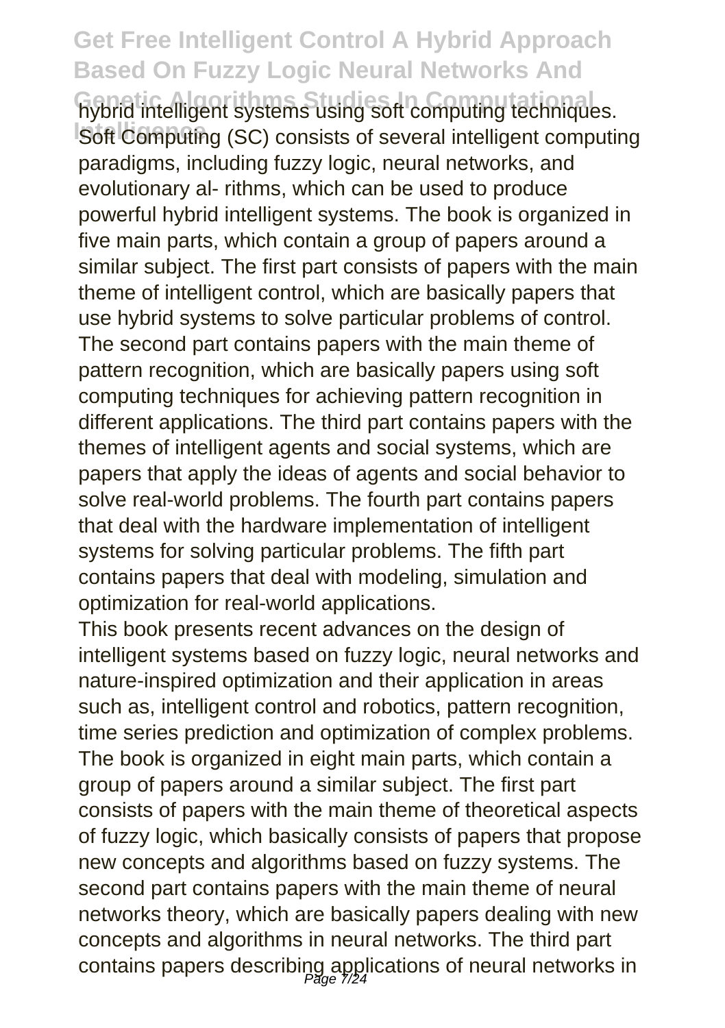hybrid intelligent systems using soft computing techniques. Soft Computing (SC) consists of several intelligent computing paradigms, including fuzzy logic, neural networks, and evolutionary al- rithms, which can be used to produce powerful hybrid intelligent systems. The book is organized in five main parts, which contain a group of papers around a similar subject. The first part consists of papers with the main theme of intelligent control, which are basically papers that use hybrid systems to solve particular problems of control. The second part contains papers with the main theme of pattern recognition, which are basically papers using soft computing techniques for achieving pattern recognition in different applications. The third part contains papers with the themes of intelligent agents and social systems, which are papers that apply the ideas of agents and social behavior to solve real-world problems. The fourth part contains papers that deal with the hardware implementation of intelligent systems for solving particular problems. The fifth part contains papers that deal with modeling, simulation and optimization for real-world applications.

This book presents recent advances on the design of intelligent systems based on fuzzy logic, neural networks and nature-inspired optimization and their application in areas such as, intelligent control and robotics, pattern recognition, time series prediction and optimization of complex problems. The book is organized in eight main parts, which contain a group of papers around a similar subject. The first part consists of papers with the main theme of theoretical aspects of fuzzy logic, which basically consists of papers that propose new concepts and algorithms based on fuzzy systems. The second part contains papers with the main theme of neural networks theory, which are basically papers dealing with new concepts and algorithms in neural networks. The third part contains papers describing applications of neural networks in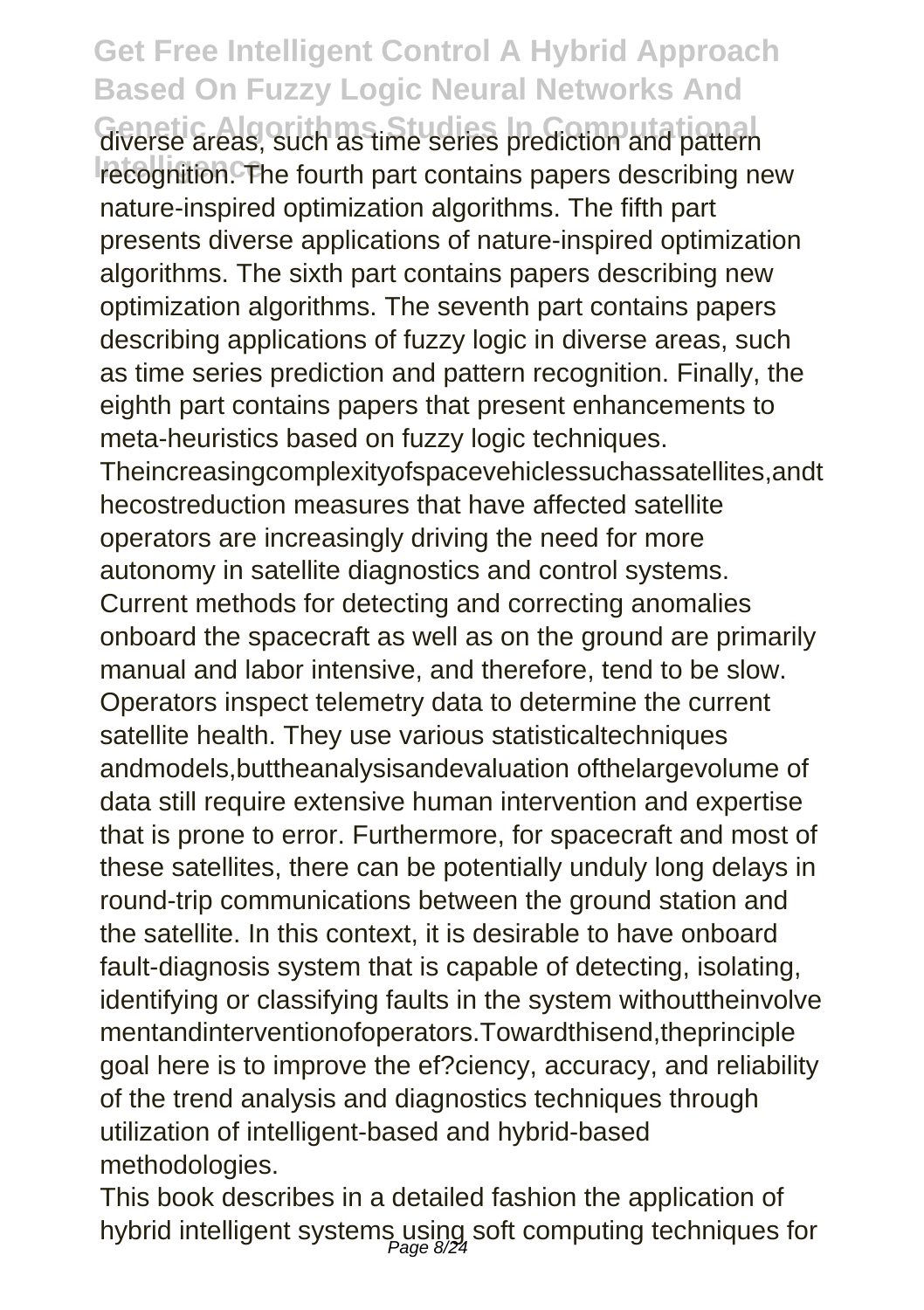diverse areas, such as time series prediction and pattern recognition. The fourth part contains papers describing new nature-inspired optimization algorithms. The fifth part presents diverse applications of nature-inspired optimization algorithms. The sixth part contains papers describing new optimization algorithms. The seventh part contains papers describing applications of fuzzy logic in diverse areas, such as time series prediction and pattern recognition. Finally, the eighth part contains papers that present enhancements to meta-heuristics based on fuzzy logic techniques.

Theincreasingcomplexityofspacevehiclessuchassatellites,andt hecostreduction measures that have affected satellite operators are increasingly driving the need for more autonomy in satellite diagnostics and control systems. Current methods for detecting and correcting anomalies onboard the spacecraft as well as on the ground are primarily manual and labor intensive, and therefore, tend to be slow. Operators inspect telemetry data to determine the current satellite health. They use various statisticaltechniques andmodels,buttheanalysisandevaluation ofthelargevolume of data still require extensive human intervention and expertise that is prone to error. Furthermore, for spacecraft and most of these satellites, there can be potentially unduly long delays in round-trip communications between the ground station and the satellite. In this context, it is desirable to have onboard fault-diagnosis system that is capable of detecting, isolating, identifying or classifying faults in the system withouttheinvolve mentandinterventionofoperators.Towardthisend,theprinciple goal here is to improve the ef?ciency, accuracy, and reliability of the trend analysis and diagnostics techniques through utilization of intelligent-based and hybrid-based methodologies.

This book describes in a detailed fashion the application of hybrid intelligent systems using soft computing techniques for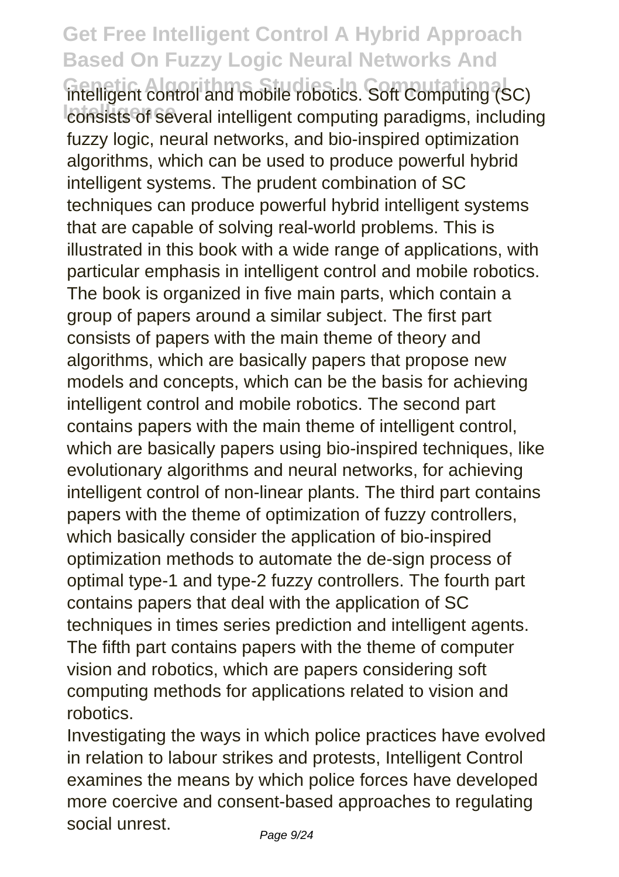intelligent control and mobile robotics. Soft Computing (SC) consists of several intelligent computing paradigms, including fuzzy logic, neural networks, and bio-inspired optimization algorithms, which can be used to produce powerful hybrid intelligent systems. The prudent combination of SC techniques can produce powerful hybrid intelligent systems that are capable of solving real-world problems. This is illustrated in this book with a wide range of applications, with particular emphasis in intelligent control and mobile robotics. The book is organized in five main parts, which contain a group of papers around a similar subject. The first part consists of papers with the main theme of theory and algorithms, which are basically papers that propose new models and concepts, which can be the basis for achieving intelligent control and mobile robotics. The second part contains papers with the main theme of intelligent control, which are basically papers using bio-inspired techniques, like evolutionary algorithms and neural networks, for achieving intelligent control of non-linear plants. The third part contains papers with the theme of optimization of fuzzy controllers, which basically consider the application of bio-inspired optimization methods to automate the de-sign process of optimal type-1 and type-2 fuzzy controllers. The fourth part contains papers that deal with the application of SC techniques in times series prediction and intelligent agents. The fifth part contains papers with the theme of computer vision and robotics, which are papers considering soft computing methods for applications related to vision and robotics.

Investigating the ways in which police practices have evolved in relation to labour strikes and protests, Intelligent Control examines the means by which police forces have developed more coercive and consent-based approaches to regulating social unrest.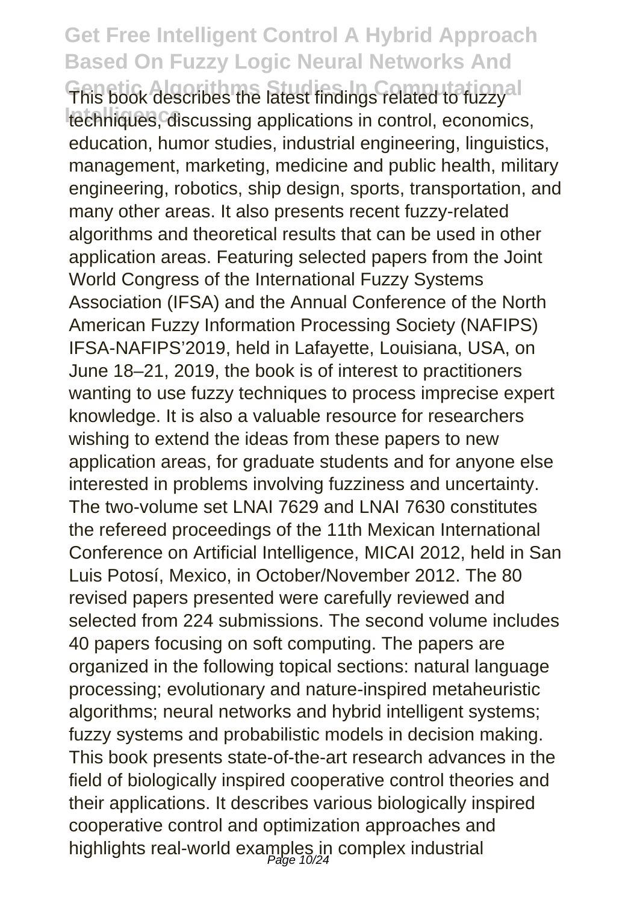This book describes the latest findings related to fuzzy techniques, discussing applications in control, economics, education, humor studies, industrial engineering, linguistics, management, marketing, medicine and public health, military engineering, robotics, ship design, sports, transportation, and many other areas. It also presents recent fuzzy-related algorithms and theoretical results that can be used in other application areas. Featuring selected papers from the Joint World Congress of the International Fuzzy Systems Association (IFSA) and the Annual Conference of the North American Fuzzy Information Processing Society (NAFIPS) IFSA-NAFIPS'2019, held in Lafayette, Louisiana, USA, on June 18–21, 2019, the book is of interest to practitioners wanting to use fuzzy techniques to process imprecise expert knowledge. It is also a valuable resource for researchers wishing to extend the ideas from these papers to new application areas, for graduate students and for anyone else interested in problems involving fuzziness and uncertainty. The two-volume set LNAI 7629 and LNAI 7630 constitutes the refereed proceedings of the 11th Mexican International Conference on Artificial Intelligence, MICAI 2012, held in San Luis Potosí, Mexico, in October/November 2012. The 80 revised papers presented were carefully reviewed and selected from 224 submissions. The second volume includes 40 papers focusing on soft computing. The papers are organized in the following topical sections: natural language processing; evolutionary and nature-inspired metaheuristic algorithms; neural networks and hybrid intelligent systems; fuzzy systems and probabilistic models in decision making. This book presents state-of-the-art research advances in the field of biologically inspired cooperative control theories and their applications. It describes various biologically inspired cooperative control and optimization approaches and highlights real-world examples in complex industrial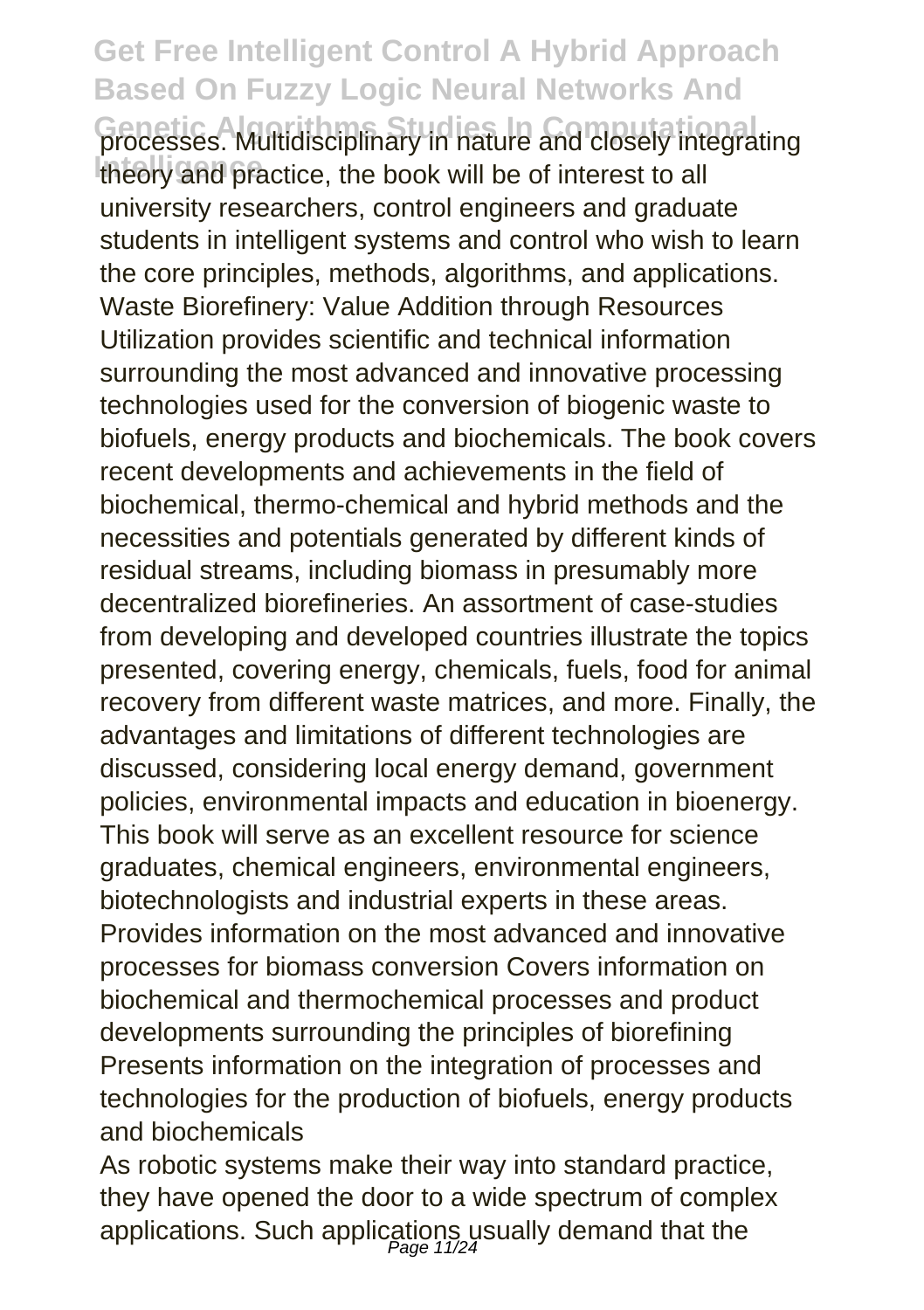processes. Multidisciplinary in nature and closely integrating theory and practice, the book will be of interest to all university researchers, control engineers and graduate students in intelligent systems and control who wish to learn the core principles, methods, algorithms, and applications.

Waste Biorefinery: Value Addition through Resources Utilization provides scientific and technical information surrounding the most advanced and innovative processing technologies used for the conversion of biogenic waste to biofuels, energy products and biochemicals. The book covers recent developments and achievements in the field of biochemical, thermo-chemical and hybrid methods and the necessities and potentials generated by different kinds of residual streams, including biomass in presumably more decentralized biorefineries. An assortment of case-studies from developing and developed countries illustrate the topics presented, covering energy, chemicals, fuels, food for animal recovery from different waste matrices, and more. Finally, the advantages and limitations of different technologies are discussed, considering local energy demand, government policies, environmental impacts and education in bioenergy. This book will serve as an excellent resource for science graduates, chemical engineers, environmental engineers, biotechnologists and industrial experts in these areas. Provides information on the most advanced and innovative processes for biomass conversion Covers information on biochemical and thermochemical processes and product developments surrounding the principles of biorefining Presents information on the integration of processes and technologies for the production of biofuels, energy products and biochemicals

As robotic systems make their way into standard practice, they have opened the door to a wide spectrum of complex applications. Such applications usually demand that the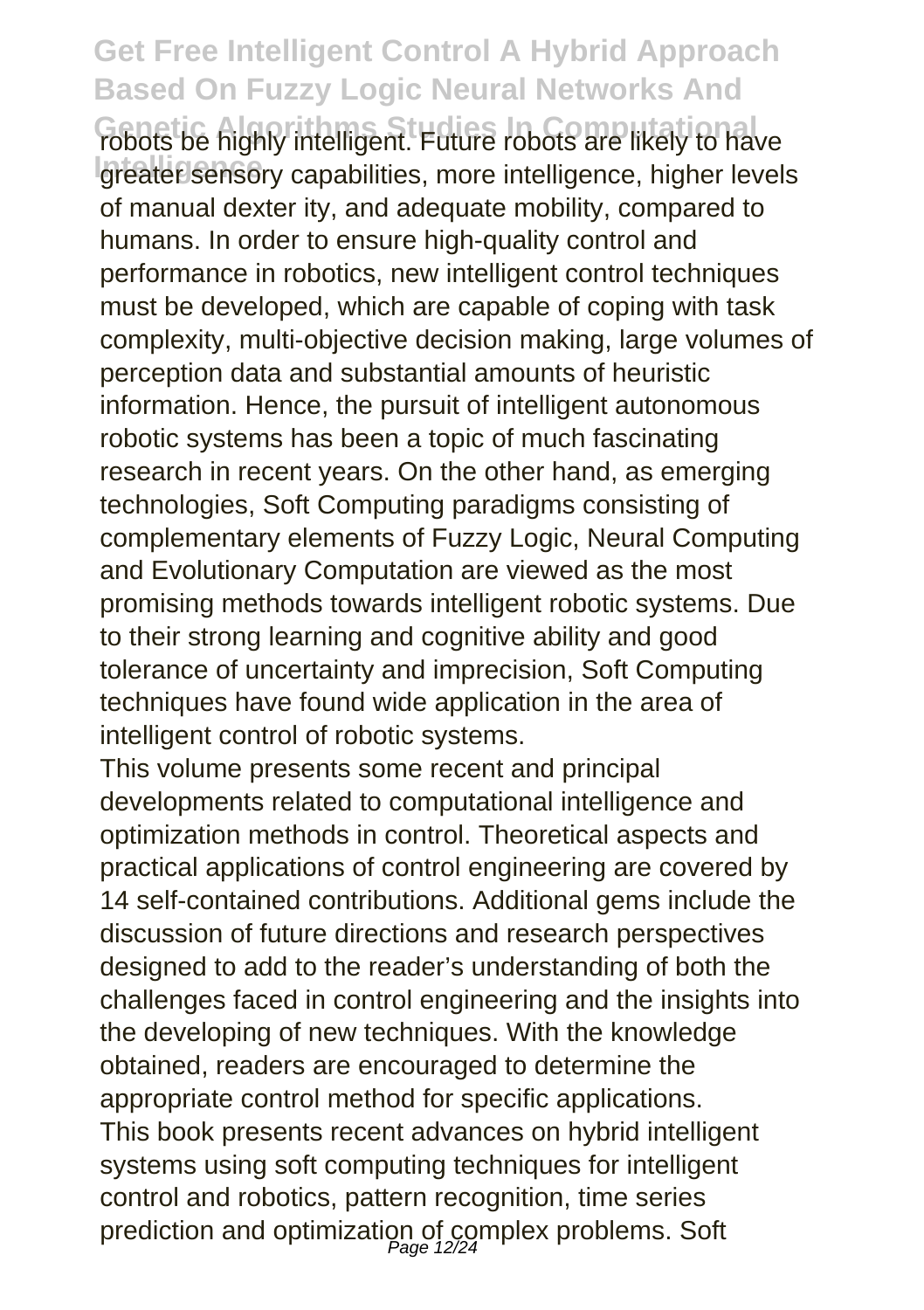robots be highly intelligent. Future robots are likely to have greater sensory capabilities, more intelligence, higher levels of manual dexter ity, and adequate mobility, compared to humans. In order to ensure high-quality control and performance in robotics, new intelligent control techniques must be developed, which are capable of coping with task complexity, multi-objective decision making, large volumes of perception data and substantial amounts of heuristic information. Hence, the pursuit of intelligent autonomous robotic systems has been a topic of much fascinating research in recent years. On the other hand, as emerging technologies, Soft Computing paradigms consisting of complementary elements of Fuzzy Logic, Neural Computing and Evolutionary Computation are viewed as the most promising methods towards intelligent robotic systems. Due to their strong learning and cognitive ability and good tolerance of uncertainty and imprecision, Soft Computing techniques have found wide application in the area of intelligent control of robotic systems.

This volume presents some recent and principal developments related to computational intelligence and optimization methods in control. Theoretical aspects and practical applications of control engineering are covered by 14 self-contained contributions. Additional gems include the discussion of future directions and research perspectives designed to add to the reader's understanding of both the challenges faced in control engineering and the insights into the developing of new techniques. With the knowledge obtained, readers are encouraged to determine the appropriate control method for specific applications.

This book presents recent advances on hybrid intelligent systems using soft computing techniques for intelligent control and robotics, pattern recognition, time series prediction and optimization of complex problems. Soft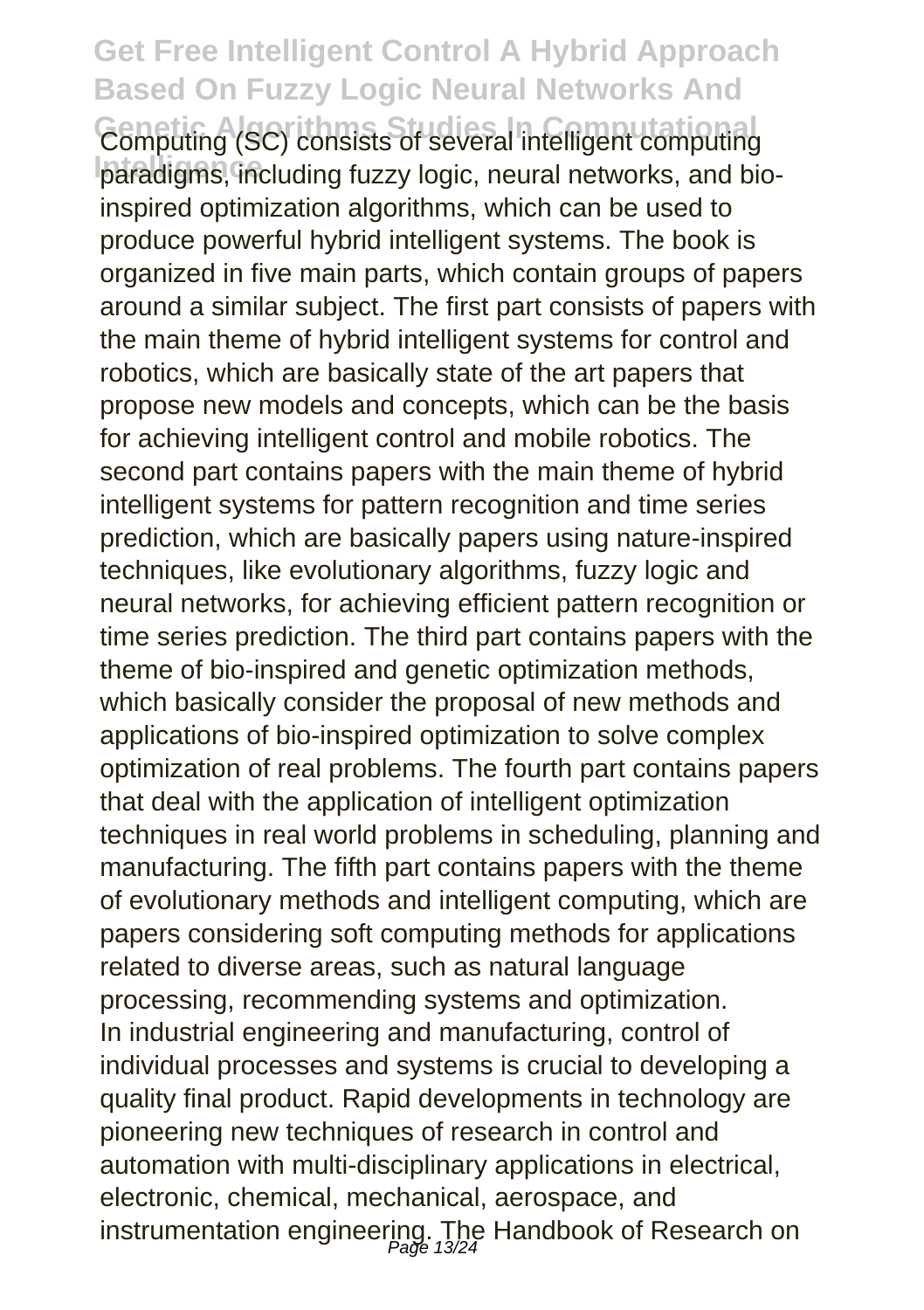Computing (SC) consists of several intelligent computing paradigms, including fuzzy logic, neural networks, and bio-inspired optimization algorithms, which can be used to produce powerful hybrid intelligent systems. The book is organized in five main parts, which contain groups of papers around a similar subject. The first part consists of papers with the main theme of hybrid intelligent systems for control and robotics, which are basically state of the art papers that propose new models and concepts, which can be the basis for achieving intelligent control and mobile robotics. The second part contains papers with the main theme of hybrid intelligent systems for pattern recognition and time series prediction, which are basically papers using nature-inspired techniques, like evolutionary algorithms, fuzzy logic and neural networks, for achieving efficient pattern recognition or time series prediction. The third part contains papers with the theme of bio-inspired and genetic optimization methods, which basically consider the proposal of new methods and applications of bio-inspired optimization to solve complex optimization of real problems. The fourth part contains papers that deal with the application of intelligent optimization techniques in real world problems in scheduling, planning and manufacturing. The fifth part contains papers with the theme of evolutionary methods and intelligent computing, which are papers considering soft computing methods for applications related to diverse areas, such as natural language processing, recommending systems and optimization.

In industrial engineering and manufacturing, control of individual processes and systems is crucial to developing a quality final product. Rapid developments in technology are pioneering new techniques of research in control and automation with multi-disciplinary applications in electrical, electronic, chemical, mechanical, aerospace, and instrumentation engineering. The Handbook of Research on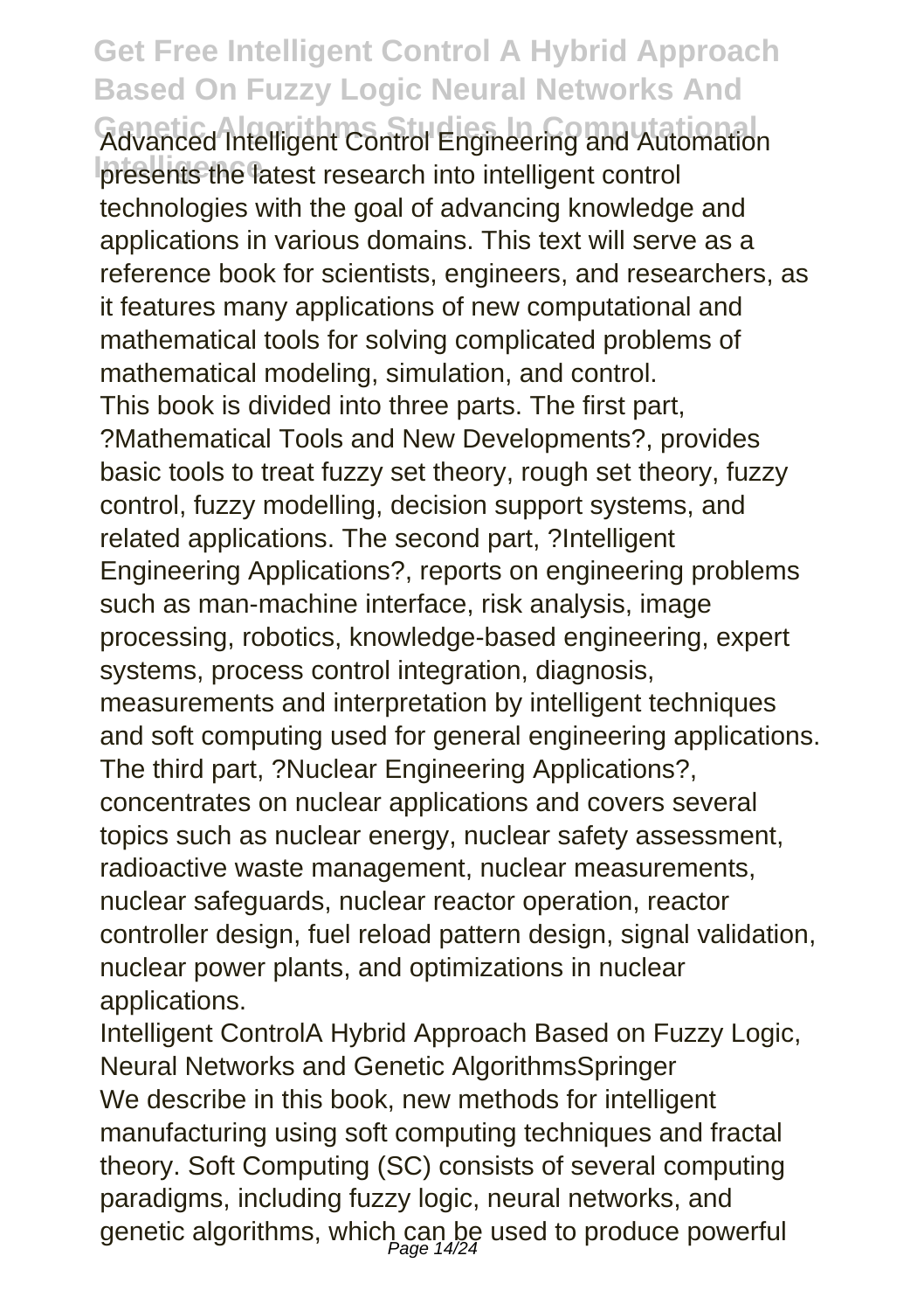Advanced Intelligent Control Engineering and Automation presents the latest research into intelligent control technologies with the goal of advancing knowledge and applications in various domains. This text will serve as a reference book for scientists, engineers, and researchers, as it features many applications of new computational and mathematical tools for solving complicated problems of mathematical modeling, simulation, and control.

This book is divided into three parts. The first part, ?Mathematical Tools and New Developments?, provides basic tools to treat fuzzy set theory, rough set theory, fuzzy control, fuzzy modelling, decision support systems, and related applications. The second part, ?Intelligent Engineering Applications?, reports on engineering problems such as man-machine interface, risk analysis, image processing, robotics, knowledge-based engineering, expert systems, process control integration, diagnosis, measurements and interpretation by intelligent techniques and soft computing used for general engineering applications. The third part, ?Nuclear Engineering Applications?, concentrates on nuclear applications and covers several topics such as nuclear energy, nuclear safety assessment, radioactive waste management, nuclear measurements, nuclear safeguards, nuclear reactor operation, reactor controller design, fuel reload pattern design, signal validation, nuclear power plants, and optimizations in nuclear applications.

Intelligent ControlA Hybrid Approach Based on Fuzzy Logic, Neural Networks and Genetic AlgorithmsSpringer

We describe in this book, new methods for intelligent manufacturing using soft computing techniques and fractal theory. Soft Computing (SC) consists of several computing paradigms, including fuzzy logic, neural networks, and genetic algorithms, which can be used to produce powerful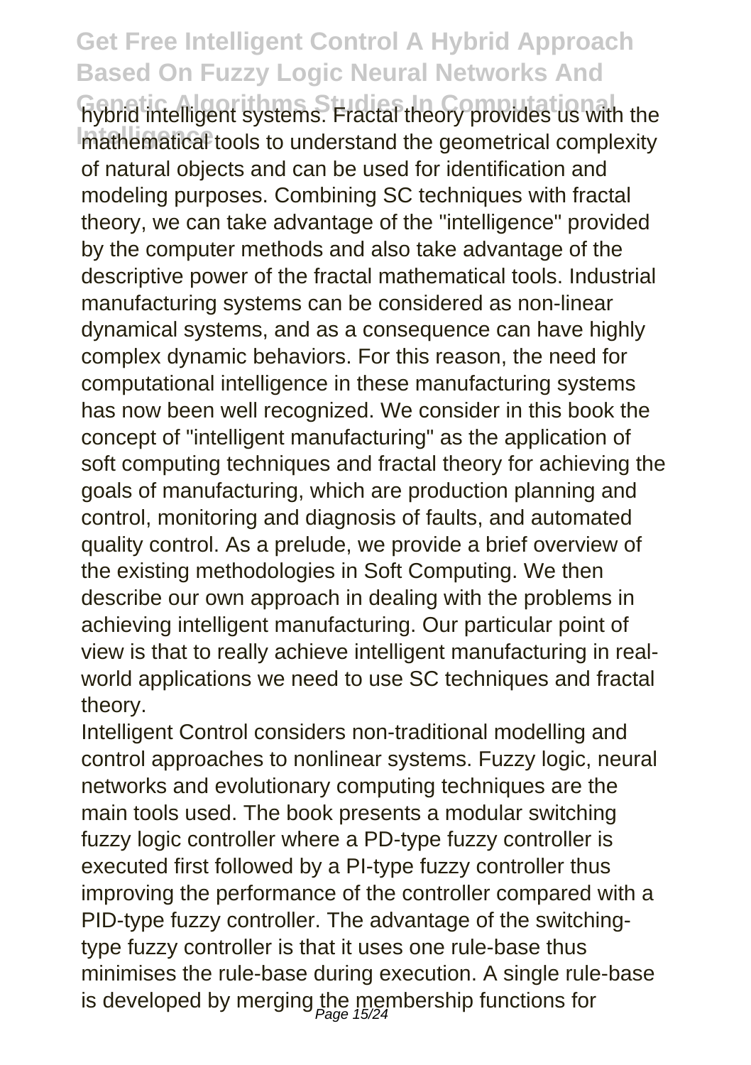hybrid intelligent systems. Fractal theory provides us with the mathematical tools to understand the geometrical complexity of natural objects and can be used for identification and modeling purposes. Combining SC techniques with fractal theory, we can take advantage of the "intelligence" provided by the computer methods and also take advantage of the descriptive power of the fractal mathematical tools. Industrial manufacturing systems can be considered as non-linear dynamical systems, and as a consequence can have highly complex dynamic behaviors. For this reason, the need for computational intelligence in these manufacturing systems has now been well recognized. We consider in this book the concept of "intelligent manufacturing" as the application of soft computing techniques and fractal theory for achieving the goals of manufacturing, which are production planning and control, monitoring and diagnosis of faults, and automated quality control. As a prelude, we provide a brief overview of the existing methodologies in Soft Computing. We then describe our own approach in dealing with the problems in achieving intelligent manufacturing. Our particular point of view is that to really achieve intelligent manufacturing in real-world applications we need to use SC techniques and fractal theory.

Intelligent Control considers non-traditional modelling and control approaches to nonlinear systems. Fuzzy logic, neural networks and evolutionary computing techniques are the main tools used. The book presents a modular switching fuzzy logic controller where a PD-type fuzzy controller is executed first followed by a PI-type fuzzy controller thus improving the performance of the controller compared with a PID-type fuzzy controller. The advantage of the switching-type fuzzy controller is that it uses one rule-base thus minimises the rule-base during execution. A single rule-base is developed by merging the membership functions for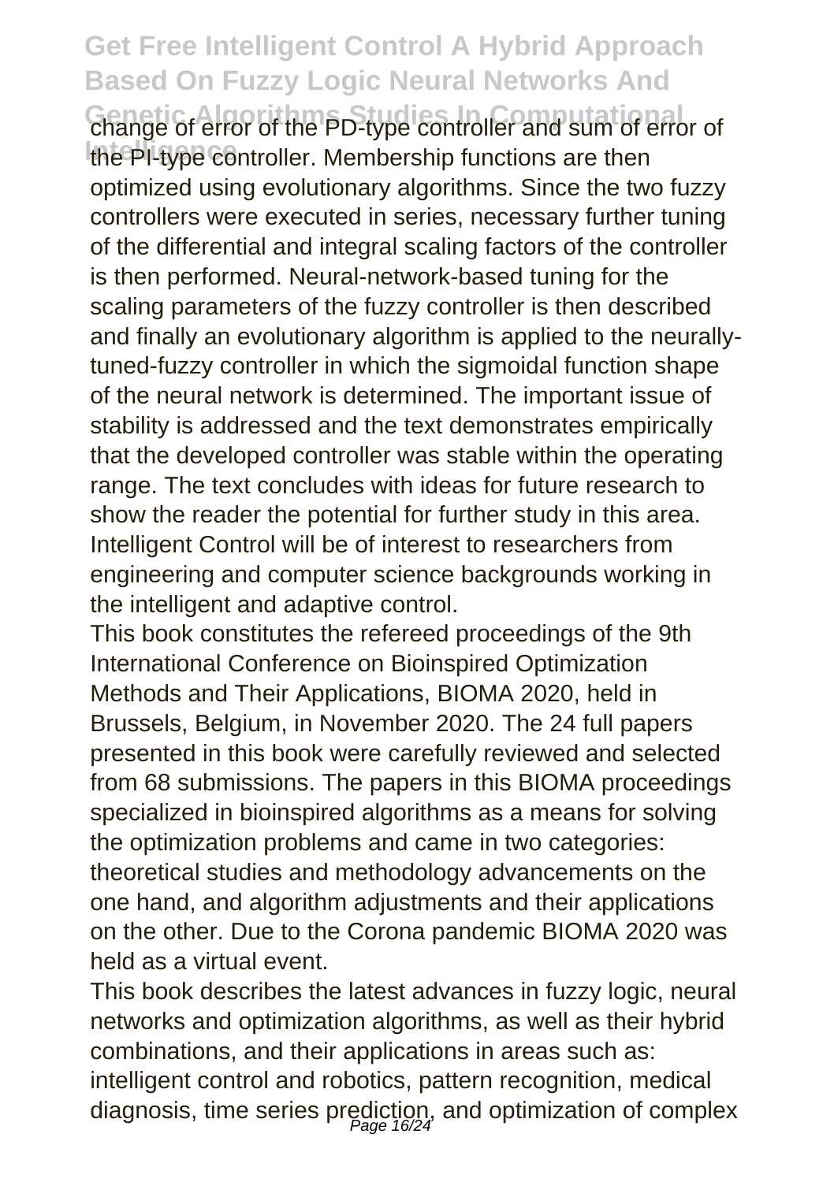change of error of the PD-type controller and sum of error of the PI-type controller. Membership functions are then optimized using evolutionary algorithms. Since the two fuzzy controllers were executed in series, necessary further tuning of the differential and integral scaling factors of the controller is then performed. Neural-network-based tuning for the scaling parameters of the fuzzy controller is then described and finally an evolutionary algorithm is applied to the neurally-tuned-fuzzy controller in which the sigmoidal function shape of the neural network is determined. The important issue of stability is addressed and the text demonstrates empirically that the developed controller was stable within the operating range. The text concludes with ideas for future research to show the reader the potential for further study in this area. Intelligent Control will be of interest to researchers from engineering and computer science backgrounds working in the intelligent and adaptive control.

This book constitutes the refereed proceedings of the 9th International Conference on Bioinspired Optimization Methods and Their Applications, BIOMA 2020, held in Brussels, Belgium, in November 2020. The 24 full papers presented in this book were carefully reviewed and selected from 68 submissions. The papers in this BIOMA proceedings specialized in bioinspired algorithms as a means for solving the optimization problems and came in two categories: theoretical studies and methodology advancements on the one hand, and algorithm adjustments and their applications on the other. Due to the Corona pandemic BIOMA 2020 was held as a virtual event.

This book describes the latest advances in fuzzy logic, neural networks and optimization algorithms, as well as their hybrid combinations, and their applications in areas such as: intelligent control and robotics, pattern recognition, medical diagnosis, time series prediction, and optimization of complex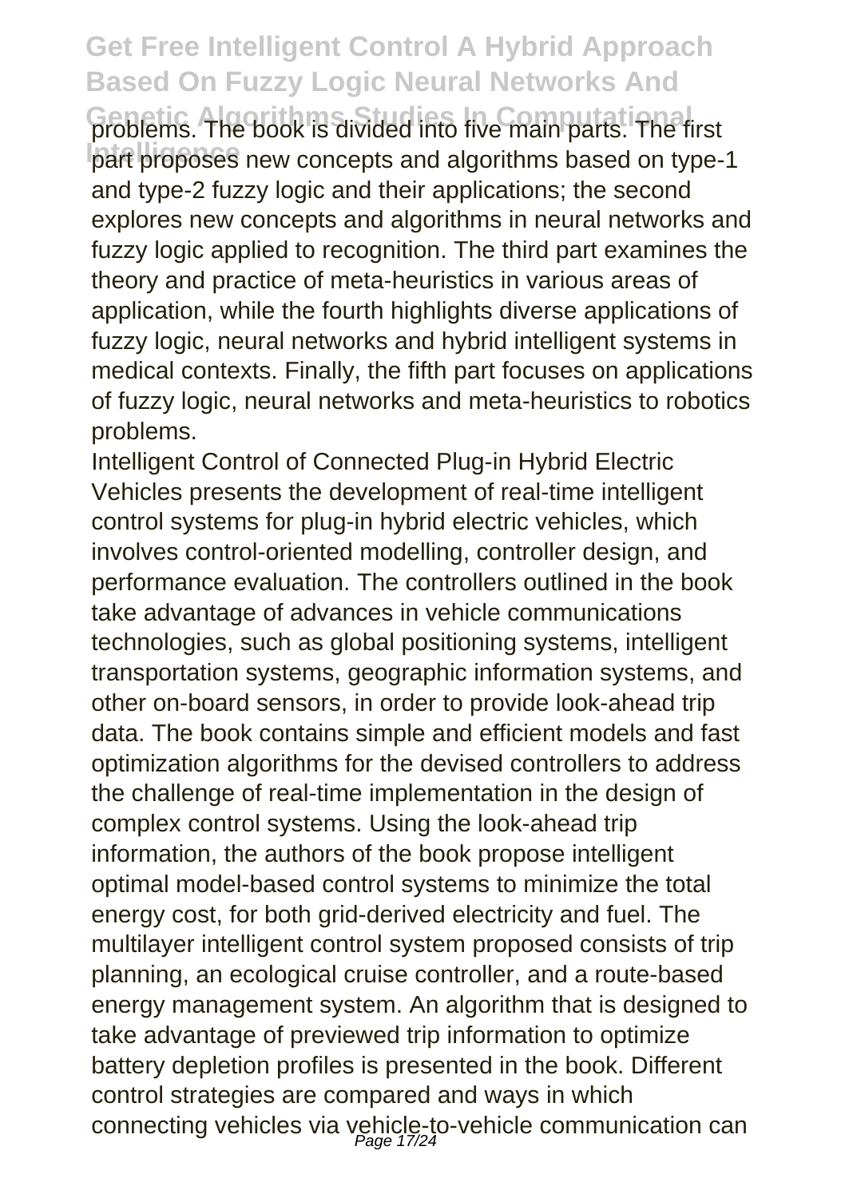problems. The book is divided into five main parts. The first part proposes new concepts and algorithms based on type-1 and type-2 fuzzy logic and their applications; the second explores new concepts and algorithms in neural networks and fuzzy logic applied to recognition. The third part examines the theory and practice of meta-heuristics in various areas of application, while the fourth highlights diverse applications of fuzzy logic, neural networks and hybrid intelligent systems in medical contexts. Finally, the fifth part focuses on applications of fuzzy logic, neural networks and meta-heuristics to robotics problems.

Intelligent Control of Connected Plug-in Hybrid Electric Vehicles presents the development of real-time intelligent control systems for plug-in hybrid electric vehicles, which involves control-oriented modelling, controller design, and performance evaluation. The controllers outlined in the book take advantage of advances in vehicle communications technologies, such as global positioning systems, intelligent transportation systems, geographic information systems, and other on-board sensors, in order to provide look-ahead trip data. The book contains simple and efficient models and fast optimization algorithms for the devised controllers to address the challenge of real-time implementation in the design of complex control systems. Using the look-ahead trip information, the authors of the book propose intelligent optimal model-based control systems to minimize the total energy cost, for both grid-derived electricity and fuel. The multilayer intelligent control system proposed consists of trip planning, an ecological cruise controller, and a route-based energy management system. An algorithm that is designed to take advantage of previewed trip information to optimize battery depletion profiles is presented in the book. Different control strategies are compared and ways in which connecting vehicles via vehicle-to-vehicle communication can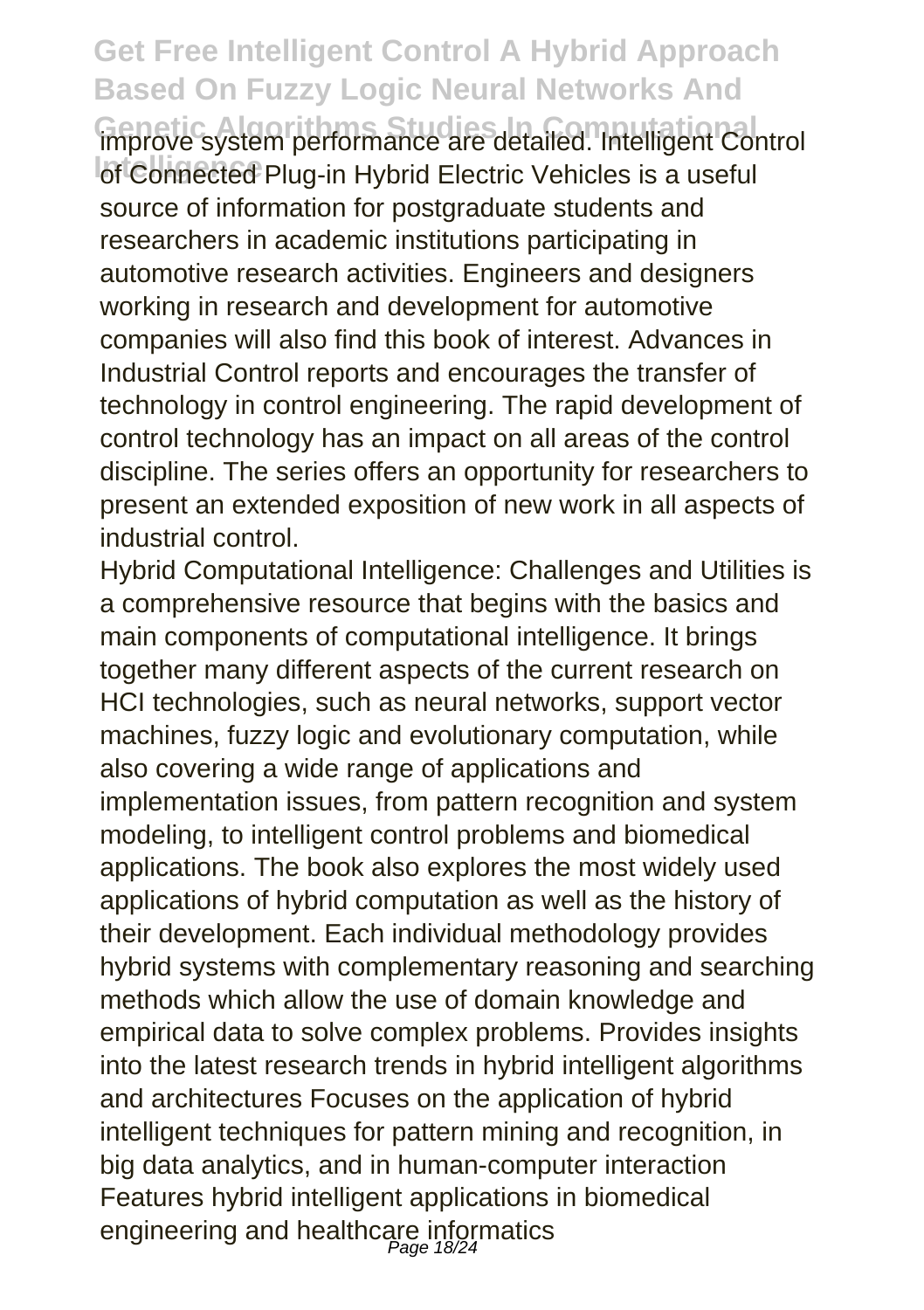improve system performance are detailed. Intelligent Control of Connected Plug-in Hybrid Electric Vehicles is a useful source of information for postgraduate students and researchers in academic institutions participating in automotive research activities. Engineers and designers working in research and development for automotive companies will also find this book of interest. Advances in Industrial Control reports and encourages the transfer of technology in control engineering. The rapid development of control technology has an impact on all areas of the control discipline. The series offers an opportunity for researchers to present an extended exposition of new work in all aspects of industrial control.

Hybrid Computational Intelligence: Challenges and Utilities is a comprehensive resource that begins with the basics and main components of computational intelligence. It brings together many different aspects of the current research on HCI technologies, such as neural networks, support vector machines, fuzzy logic and evolutionary computation, while also covering a wide range of applications and implementation issues, from pattern recognition and system modeling, to intelligent control problems and biomedical applications. The book also explores the most widely used applications of hybrid computation as well as the history of their development. Each individual methodology provides hybrid systems with complementary reasoning and searching methods which allow the use of domain knowledge and empirical data to solve complex problems. Provides insights into the latest research trends in hybrid intelligent algorithms and architectures Focuses on the application of hybrid intelligent techniques for pattern mining and recognition, in big data analytics, and in human-computer interaction Features hybrid intelligent applications in biomedical engineering and healthcare informatics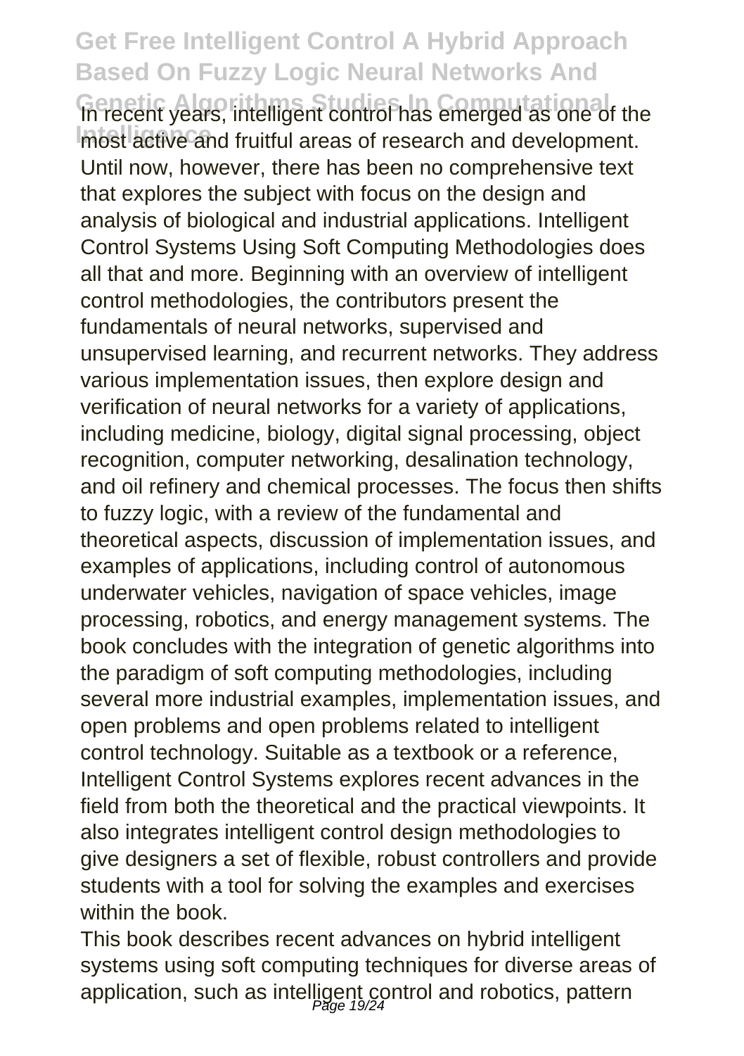In recent years, intelligent control has emerged as one of the most active and fruitful areas of research and development. Until now, however, there has been no comprehensive text that explores the subject with focus on the design and analysis of biological and industrial applications. Intelligent Control Systems Using Soft Computing Methodologies does all that and more. Beginning with an overview of intelligent control methodologies, the contributors present the fundamentals of neural networks, supervised and unsupervised learning, and recurrent networks. They address various implementation issues, then explore design and verification of neural networks for a variety of applications, including medicine, biology, digital signal processing, object recognition, computer networking, desalination technology, and oil refinery and chemical processes. The focus then shifts to fuzzy logic, with a review of the fundamental and theoretical aspects, discussion of implementation issues, and examples of applications, including control of autonomous underwater vehicles, navigation of space vehicles, image processing, robotics, and energy management systems. The book concludes with the integration of genetic algorithms into the paradigm of soft computing methodologies, including several more industrial examples, implementation issues, and open problems and open problems related to intelligent control technology. Suitable as a textbook or a reference, Intelligent Control Systems explores recent advances in the field from both the theoretical and the practical viewpoints. It also integrates intelligent control design methodologies to give designers a set of flexible, robust controllers and provide students with a tool for solving the examples and exercises within the book.

This book describes recent advances on hybrid intelligent systems using soft computing techniques for diverse areas of application, such as intelligent control and robotics, pattern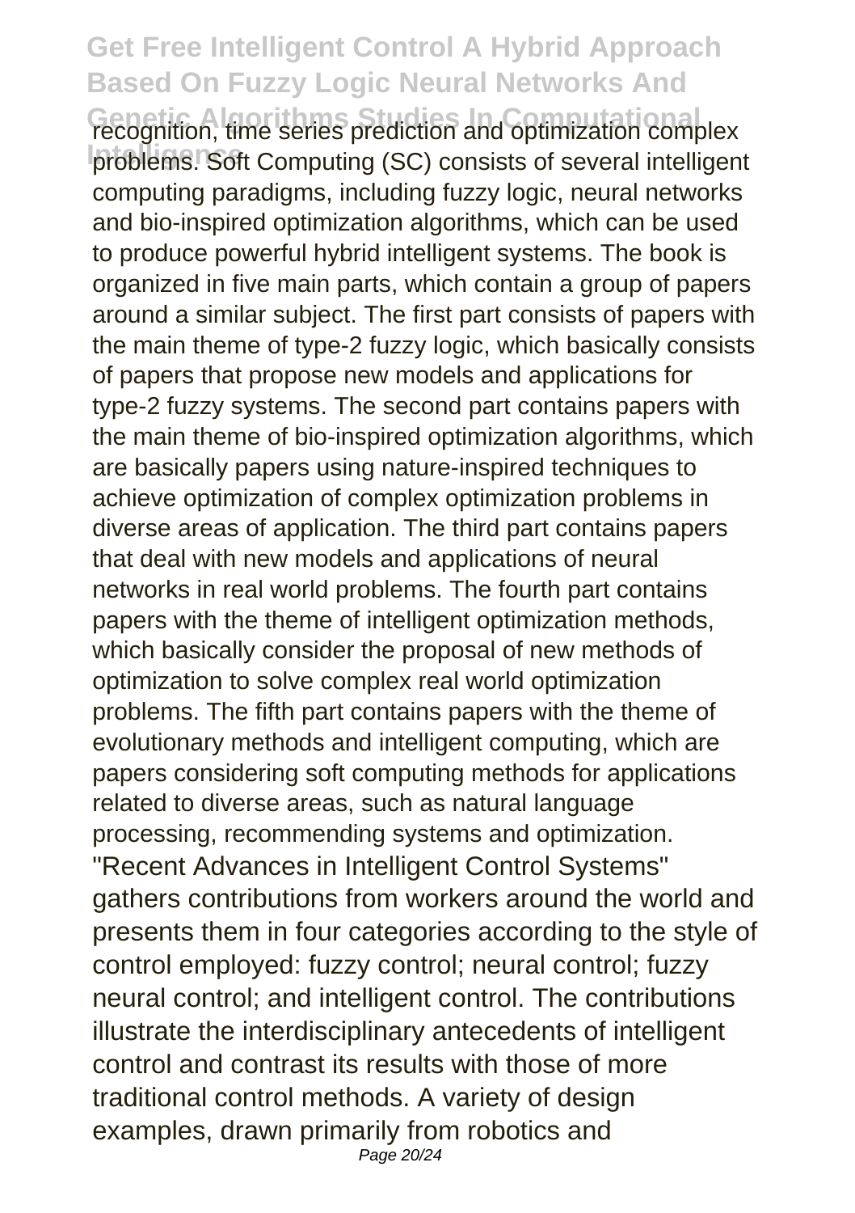recognition, time series prediction and optimization complex problems. Soft Computing (SC) consists of several intelligent computing paradigms, including fuzzy logic, neural networks and bio-inspired optimization algorithms, which can be used to produce powerful hybrid intelligent systems. The book is organized in five main parts, which contain a group of papers around a similar subject. The first part consists of papers with the main theme of type-2 fuzzy logic, which basically consists of papers that propose new models and applications for type-2 fuzzy systems. The second part contains papers with the main theme of bio-inspired optimization algorithms, which are basically papers using nature-inspired techniques to achieve optimization of complex optimization problems in diverse areas of application. The third part contains papers that deal with new models and applications of neural networks in real world problems. The fourth part contains papers with the theme of intelligent optimization methods, which basically consider the proposal of new methods of optimization to solve complex real world optimization problems. The fifth part contains papers with the theme of evolutionary methods and intelligent computing, which are papers considering soft computing methods for applications related to diverse areas, such as natural language processing, recommending systems and optimization.

"Recent Advances in Intelligent Control Systems" gathers contributions from workers around the world and presents them in four categories according to the style of control employed: fuzzy control; neural control; fuzzy neural control; and intelligent control. The contributions illustrate the interdisciplinary antecedents of intelligent control and contrast its results with those of more traditional control methods. A variety of design examples, drawn primarily from robotics and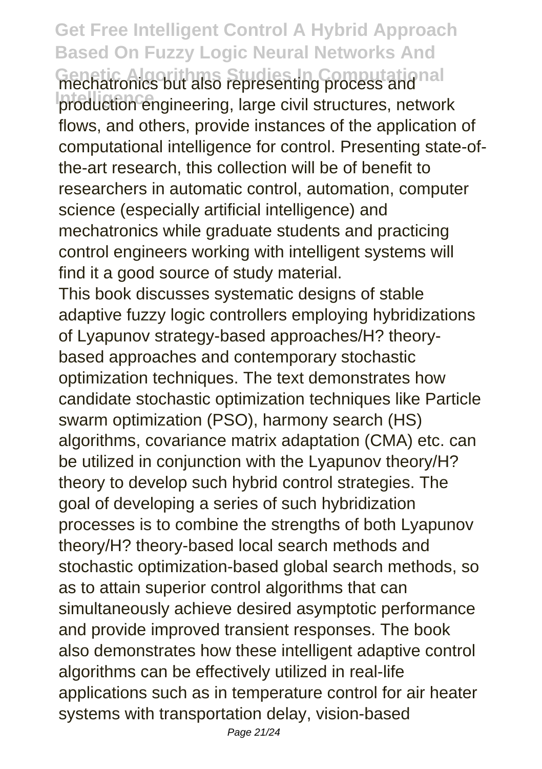mechatronics but also representing process and production engineering, large civil structures, network flows, and others, provide instances of the application of computational intelligence for control. Presenting state-of-the-art research, this collection will be of benefit to researchers in automatic control, automation, computer science (especially artificial intelligence) and mechatronics while graduate students and practicing control engineers working with intelligent systems will find it a good source of study material.

This book discusses systematic designs of stable adaptive fuzzy logic controllers employing hybridizations of Lyapunov strategy-based approaches/H? theory-based approaches and contemporary stochastic optimization techniques. The text demonstrates how candidate stochastic optimization techniques like Particle swarm optimization (PSO), harmony search (HS) algorithms, covariance matrix adaptation (CMA) etc. can be utilized in conjunction with the Lyapunov theory/H? theory to develop such hybrid control strategies. The goal of developing a series of such hybridization processes is to combine the strengths of both Lyapunov theory/H? theory-based local search methods and stochastic optimization-based global search methods, so as to attain superior control algorithms that can simultaneously achieve desired asymptotic performance and provide improved transient responses. The book also demonstrates how these intelligent adaptive control algorithms can be effectively utilized in real-life applications such as in temperature control for air heater systems with transportation delay, vision-based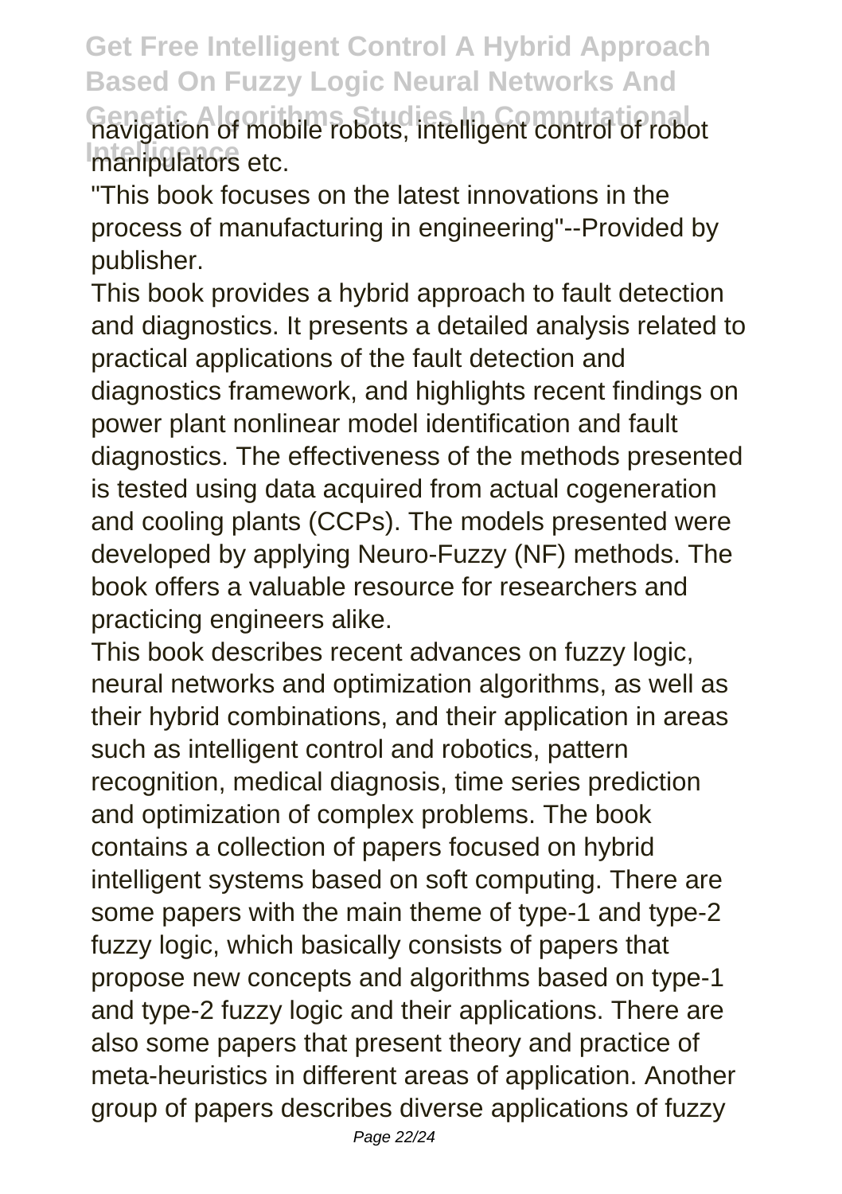navigation of mobile robots, intelligent control of robot manipulators etc.

"This book focuses on the latest innovations in the process of manufacturing in engineering"--Provided by publisher.

This book provides a hybrid approach to fault detection and diagnostics. It presents a detailed analysis related to practical applications of the fault detection and diagnostics framework, and highlights recent findings on power plant nonlinear model identification and fault diagnostics. The effectiveness of the methods presented is tested using data acquired from actual cogeneration and cooling plants (CCPs). The models presented were developed by applying Neuro-Fuzzy (NF) methods. The book offers a valuable resource for researchers and practicing engineers alike.

This book describes recent advances on fuzzy logic, neural networks and optimization algorithms, as well as their hybrid combinations, and their application in areas such as intelligent control and robotics, pattern recognition, medical diagnosis, time series prediction and optimization of complex problems. The book contains a collection of papers focused on hybrid intelligent systems based on soft computing. There are some papers with the main theme of type-1 and type-2 fuzzy logic, which basically consists of papers that propose new concepts and algorithms based on type-1 and type-2 fuzzy logic and their applications. There are also some papers that present theory and practice of meta-heuristics in different areas of application. Another group of papers describes diverse applications of fuzzy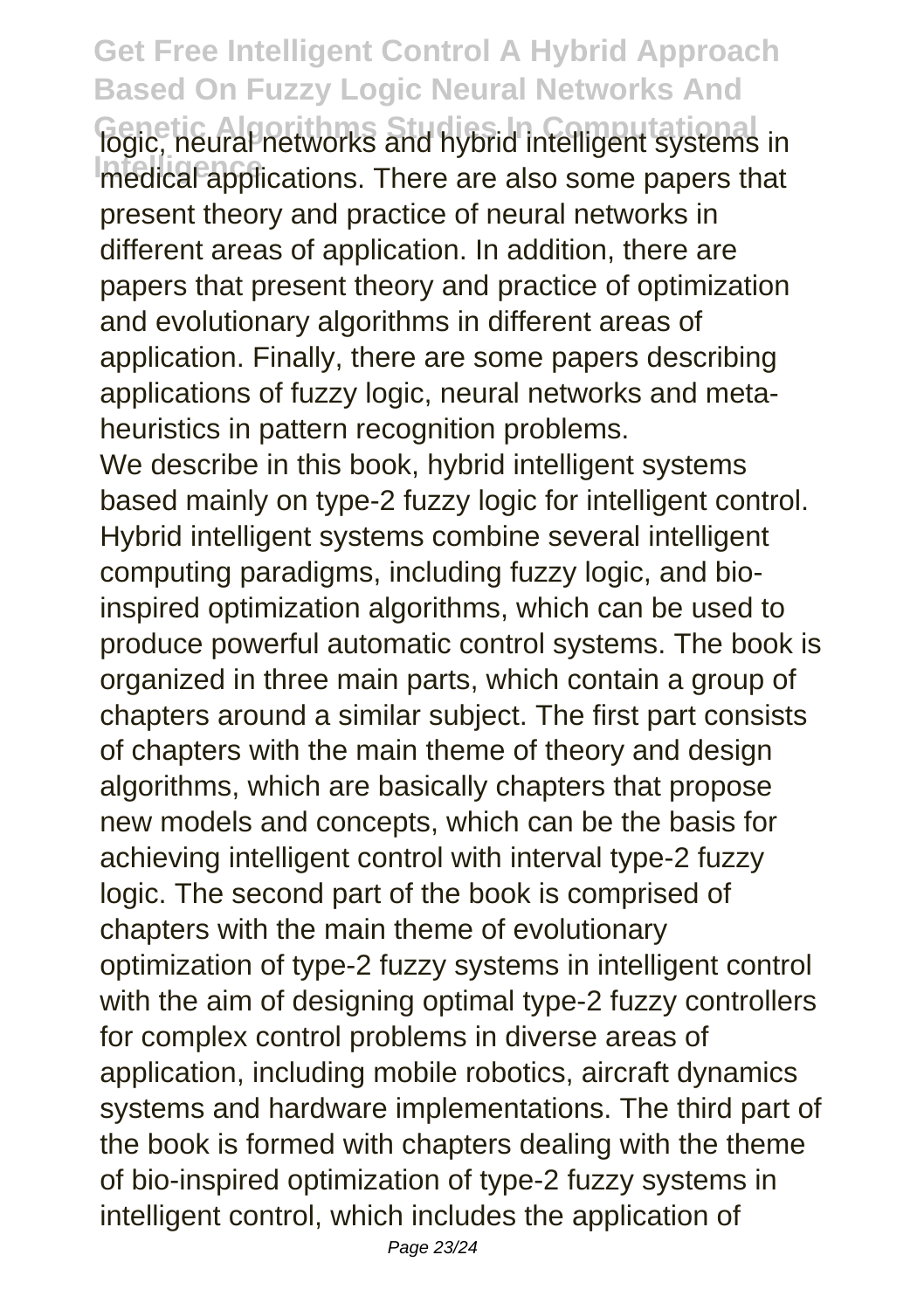logic, neural networks and hybrid intelligent systems in medical applications. There are also some papers that present theory and practice of neural networks in different areas of application. In addition, there are papers that present theory and practice of optimization and evolutionary algorithms in different areas of application. Finally, there are some papers describing applications of fuzzy logic, neural networks and meta-heuristics in pattern recognition problems.

We describe in this book, hybrid intelligent systems based mainly on type-2 fuzzy logic for intelligent control. Hybrid intelligent systems combine several intelligent computing paradigms, including fuzzy logic, and bio-inspired optimization algorithms, which can be used to produce powerful automatic control systems. The book is organized in three main parts, which contain a group of chapters around a similar subject. The first part consists of chapters with the main theme of theory and design algorithms, which are basically chapters that propose new models and concepts, which can be the basis for achieving intelligent control with interval type-2 fuzzy logic. The second part of the book is comprised of chapters with the main theme of evolutionary optimization of type-2 fuzzy systems in intelligent control with the aim of designing optimal type-2 fuzzy controllers for complex control problems in diverse areas of application, including mobile robotics, aircraft dynamics systems and hardware implementations. The third part of the book is formed with chapters dealing with the theme of bio-inspired optimization of type-2 fuzzy systems in intelligent control, which includes the application of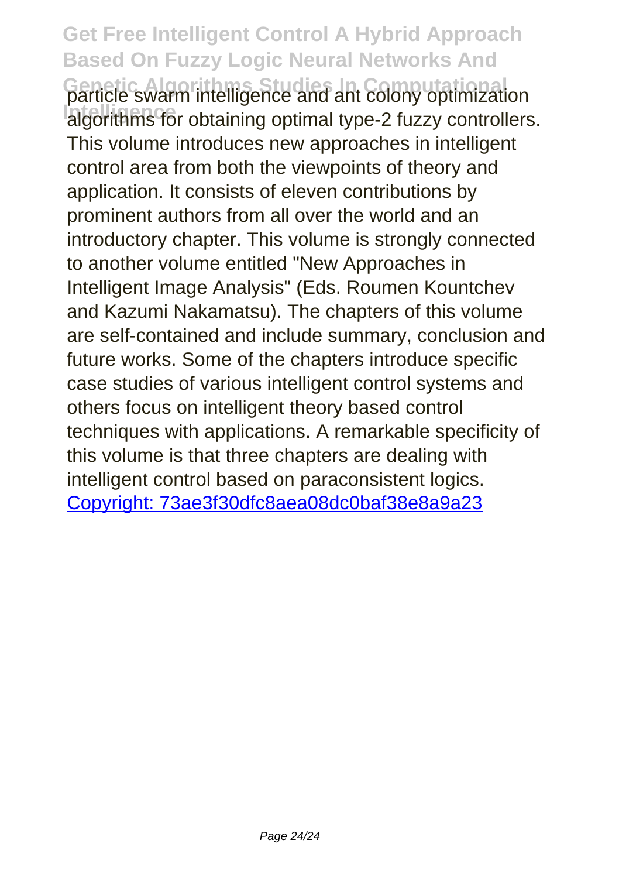particle swarm intelligence and ant colony optimization algorithms for obtaining optimal type-2 fuzzy controllers. This volume introduces new approaches in intelligent control area from both the viewpoints of theory and application. It consists of eleven contributions by prominent authors from all over the world and an introductory chapter. This volume is strongly connected to another volume entitled "New Approaches in Intelligent Image Analysis" (Eds. Roumen Kountchev and Kazumi Nakamatsu). The chapters of this volume are self-contained and include summary, conclusion and future works. Some of the chapters introduce specific case studies of various intelligent control systems and others focus on intelligent theory based control techniques with applications. A remarkable specificity of this volume is that three chapters are dealing with intelligent control based on paraconsistent logics.

Copyright: 73ae3f30dfc8aea08dc0baf38e8a9a23